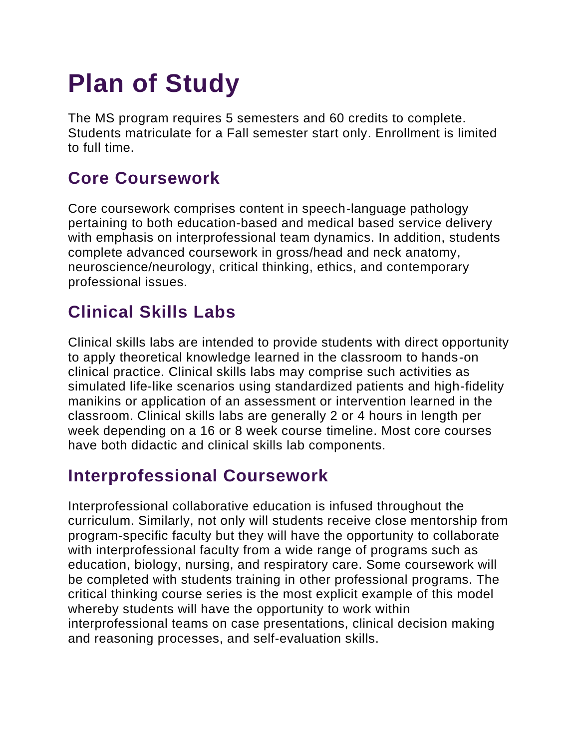# Plan of Study

The MS program requires 5 semesters and 60 credits to complete. Students matriculate for a Fall semester start only. Enrollment is limited to full time.

## Core Coursework

Core coursework comprises content in speech-language pathology pertaining to both education-based and medical based service delivery with emphasis on interprofessional team dynamics. In addition, students complete advanced coursework in gross/head and neck anatomy, neuroscience/neurology, critical thinking, ethics, and contemporary professional issues.

## Clinical Skills Labs

Clinical skills labs are intended to provide students with direct opportunity to apply theoretical knowledge learned in the classroom to hands-on clinical practice. Clinical skills labs may comprise such activities as simulated life-like scenarios using standardized patients and high-fidelity manikins or application of an assessment or intervention learned in the classroom. Clinical skills labs are generally 2 or 4 hours in length per week depending on a 16 or 8 week course timeline. Most core courses have both didactic and clinical skills lab components.

## Interprofessional Coursework

Interprofessional collaborative education is infused throughout the curriculum. Similarly, not only will students receive close mentorship from program-specific faculty but they will have the opportunity to collaborate with interprofessional faculty from a wide range of programs such as education, biology, nursing, and respiratory care. Some coursework will be completed with students training in other professional programs. The critical thinking course series is the most explicit example of this model whereby students will have the opportunity to work within interprofessional teams on case presentations, clinical decision making and reasoning processes, and self-evaluation skills.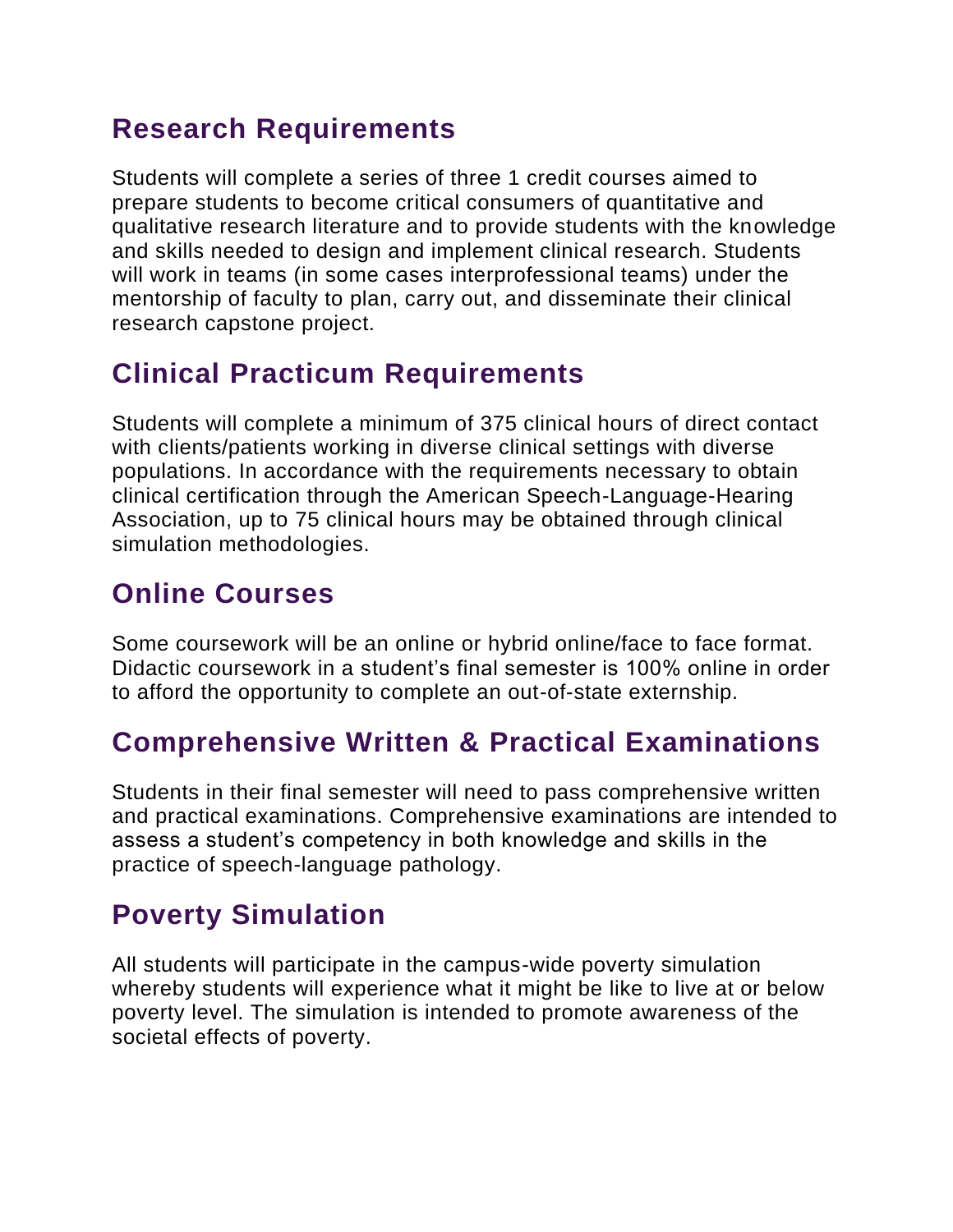## Research Requirements

Students will complete a series of three 1 credit courses aimed to prepare students to become critical consumers of quantitative and qualitative research literature and to provide students with the knowledge and skills needed to design and implement clinical research. Students will work in teams (in some cases interprofessional teams) under the mentorship of faculty to plan, carry out, and disseminate their clinical research capstone project.

## Clinical Practicum Requirements

Students will complete a minimum of 375 clinical hours of direct contact with clients/patients working in diverse clinical settings with diverse populations. In accordance with the requirements necessary to obtain clinical certification through the American Speech-Language-Hearing Association, up to 75 clinical hours may be obtained through clinical simulation methodologies.

## Online Courses

Some coursework will be an online or hybrid online/face to face format. Didactic coursework in a student's final semester is 100% online in order to afford the opportunity to complete an out-of-state externship.

## Comprehensive Written & Practical Examinations

Students in their final semester will need to pass comprehensive written and practical examinations. Comprehensive examinations are intended to assess a student's competency in both knowledge and skills in the practice of speech-language pathology.

## Poverty Simulation

All students will participate in the campus-wide poverty simulation whereby students will experience what it might be like to live at or below poverty level. The simulation is intended to promote awareness of the societal effects of poverty.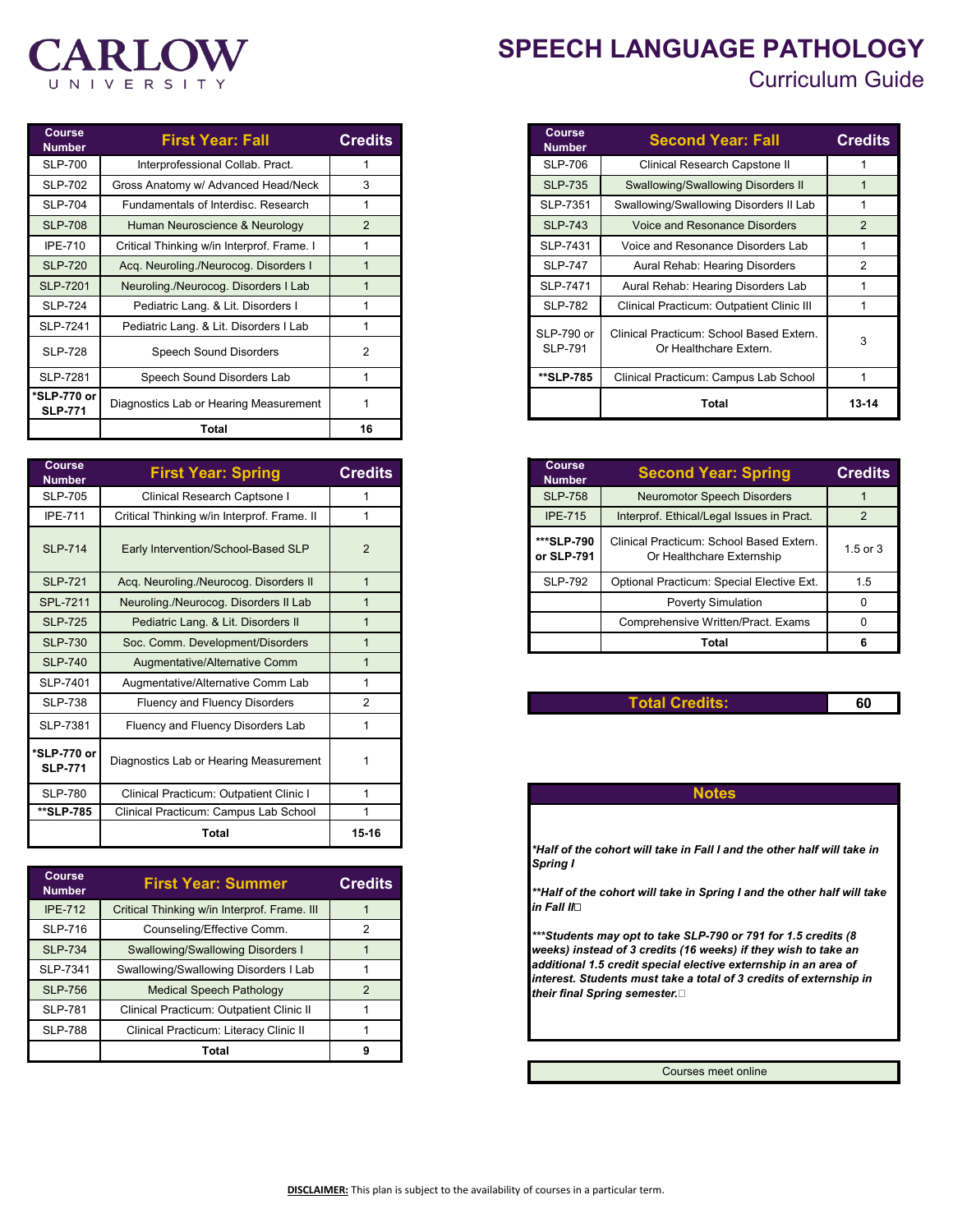# CARLOW UNIVERSITY

# SPEECH LANGUAGE PATHOLOGY

## Curriculum Guide

| Course Number | First Year: Fall | Credits |
|---|---|---|
| SLP-700 | Interprofessional Collab. Pract. | 1 |
| SLP-702 | Gross Anatomy w/ Advanced Head/Neck | 3 |
| SLP-704 | Fundamentals of Interdisc. Research | 1 |
| SLP-708 | Human Neuroscience & Neurology | 2 |
| IPE-710 | Critical Thinking w/in Interprof. Frame. I | 1 |
| SLP-720 | Acq. Neuroling./Neurocog. Disorders I | 1 |
| SLP-7201 | Neuroling./Neurocog. Disorders I Lab | 1 |
| SLP-724 | Pediatric Lang. & Lit. Disorders I | 1 |
| SLP-7241 | Pediatric Lang. & Lit. Disorders I Lab | 1 |
| SLP-728 | Speech Sound Disorders | 2 |
| SLP-7281 | Speech Sound Disorders Lab | 1 |
| ***SLP-770 or SLP-771** | Diagnostics Lab or Hearing Measurement | 1 |
| | **Total** | **16** |

| Course Number | First Year: Spring | Credits |
|---|---|---|
| SLP-705 | Clinical Research Captsone I | 1 |
| IPE-711 | Critical Thinking w/in Interprof. Frame. II | 1 |
| SLP-714 | Early Intervention/School-Based SLP | 2 |
| SLP-721 | Acq. Neuroling./Neurocog. Disorders II | 1 |
| SPL-7211 | Neuroling./Neurocog. Disorders II Lab | 1 |
| SLP-725 | Pediatric Lang. & Lit. Disorders II | 1 |
| SLP-730 | Soc. Comm. Development/Disorders | 1 |
| SLP-740 | Augmentative/Alternative Comm | 1 |
| SLP-7401 | Augmentative/Alternative Comm Lab | 1 |
| SLP-738 | Fluency and Fluency Disorders | 2 |
| SLP-7381 | Fluency and Fluency Disorders Lab | 1 |
| ***SLP-770 or SLP-771** | Diagnostics Lab or Hearing Measurement | 1 |
| SLP-780 | Clinical Practicum: Outpatient Clinic I | 1 |
| ****SLP-785** | Clinical Practicum: Campus Lab School | 1 |
| | **Total** | **15-16** |

| Course Number | First Year: Summer | Credits |
|---|---|---|
| IPE-712 | Critical Thinking w/in Interprof. Frame. III | 1 |
| SLP-716 | Counseling/Effective Comm. | 2 |
| SLP-734 | Swallowing/Swallowing Disorders I | 1 |
| SLP-7341 | Swallowing/Swallowing Disorders I Lab | 1 |
| SLP-756 | Medical Speech Pathology | 2 |
| SLP-781 | Clinical Practicum: Outpatient Clinic II | 1 |
| SLP-788 | Clinical Practicum: Literacy Clinic II | 1 |
| | **Total** | **9** |

| Course Number | Second Year: Fall | Credits |
|---|---|---|
| SLP-706 | Clinical Research Capstone II | 1 |
| SLP-735 | Swallowing/Swallowing Disorders II | 1 |
| SLP-7351 | Swallowing/Swallowing Disorders II Lab | 1 |
| SLP-743 | Voice and Resonance Disorders | 2 |
| SLP-7431 | Voice and Resonance Disorders Lab | 1 |
| SLP-747 | Aural Rehab: Hearing Disorders | 2 |
| SLP-7471 | Aural Rehab: Hearing Disorders Lab | 1 |
| SLP-782 | Clinical Practicum: Outpatient Clinic III | 1 |
| SLP-790 or SLP-791 | Clinical Practicum: School Based Extern. Or Healthchare Extern. | 3 |
| ****SLP-785** | Clinical Practicum: Campus Lab School | 1 |
| | **Total** | **13-14** |

| Course Number | Second Year: Spring | Credits |
|---|---|---|
| SLP-758 | Neuromotor Speech Disorders | 1 |
| IPE-715 | Interprof. Ethical/Legal Issues in Pract. | 2 |
| *****SLP-790 or SLP-791** | Clinical Practicum: School Based Extern. Or Healthchare Externship | 1.5 or 3 |
| SLP-792 | Optional Practicum: Special Elective Ext. | 1.5 |
| | Poverty Simulation | 0 |
| | Comprehensive Written/Pract. Exams | 0 |
| | **Total** | **6** |

| | |
|---|---|
| **Total Credits:** | **60** |

### Notes

***Half of the cohort will take in Fall I and the other half will take in Spring I***

*****Half of the cohort will take in Spring I and the other half will take in Fall II***

******Students may opt to take SLP-790 or 791 for 1.5 credits (8 weeks) instead of 3 credits (16 weeks) if they wish to take an additional 1.5 credit special elective externship in an area of interest. Students must take a total of 3 credits of externship in their final Spring semester.***

Courses meet online

**DISCLAIMER:** This plan is subject to the availability of courses in a particular term.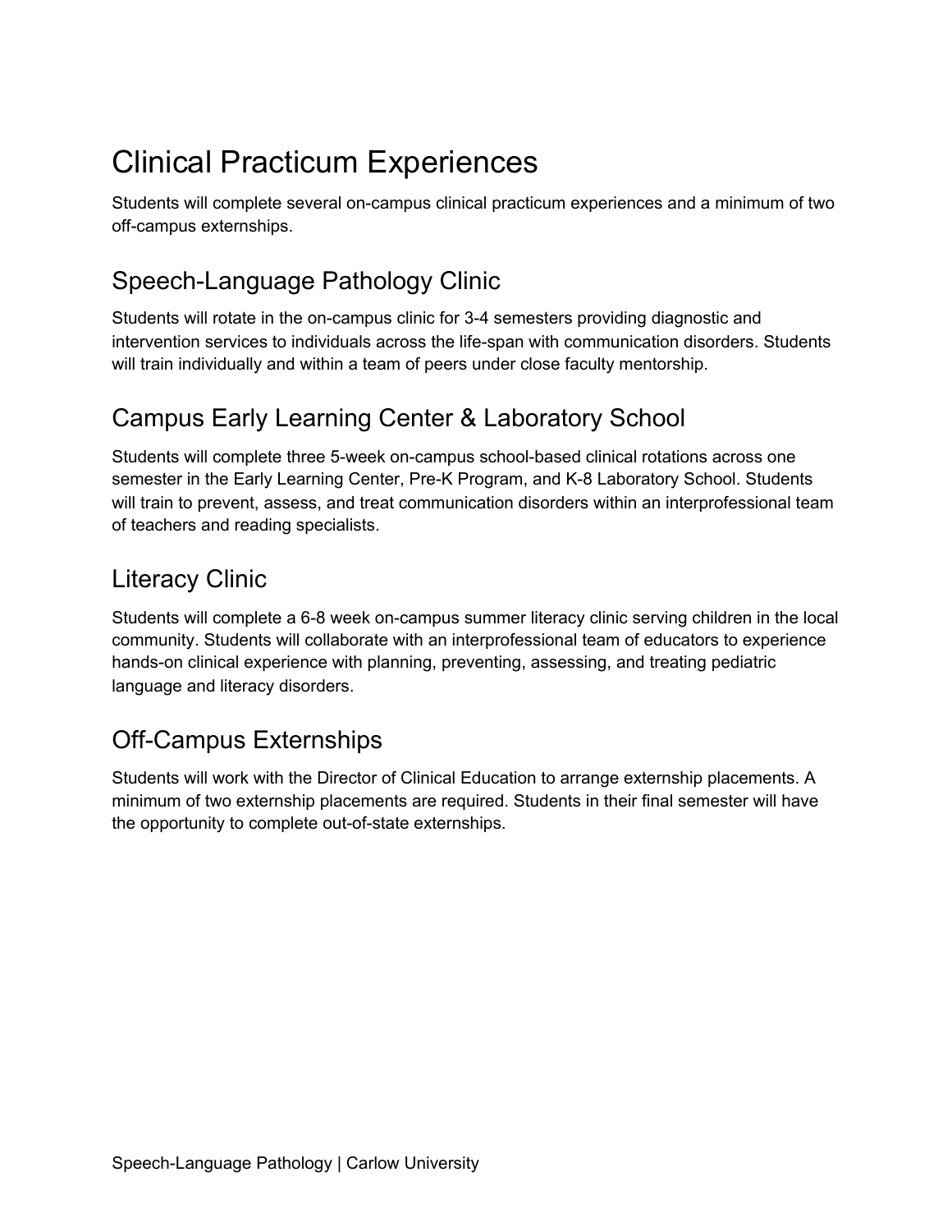# Clinical Practicum Experiences

Students will complete several on-campus clinical practicum experiences and a minimum of two off-campus externships.

## Speech-Language Pathology Clinic

Students will rotate in the on-campus clinic for 3-4 semesters providing diagnostic and intervention services to individuals across the life-span with communication disorders. Students will train individually and within a team of peers under close faculty mentorship.

## Campus Early Learning Center & Laboratory School

Students will complete three 5-week on-campus school-based clinical rotations across one semester in the Early Learning Center, Pre-K Program, and K-8 Laboratory School. Students will train to prevent, assess, and treat communication disorders within an interprofessional team of teachers and reading specialists.

## Literacy Clinic

Students will complete a 6-8 week on-campus summer literacy clinic serving children in the local community. Students will collaborate with an interprofessional team of educators to experience hands-on clinical experience with planning, preventing, assessing, and treating pediatric language and literacy disorders.

## Off-Campus Externships

Students will work with the Director of Clinical Education to arrange externship placements. A minimum of two externship placements are required. Students in their final semester will have the opportunity to complete out-of-state externships.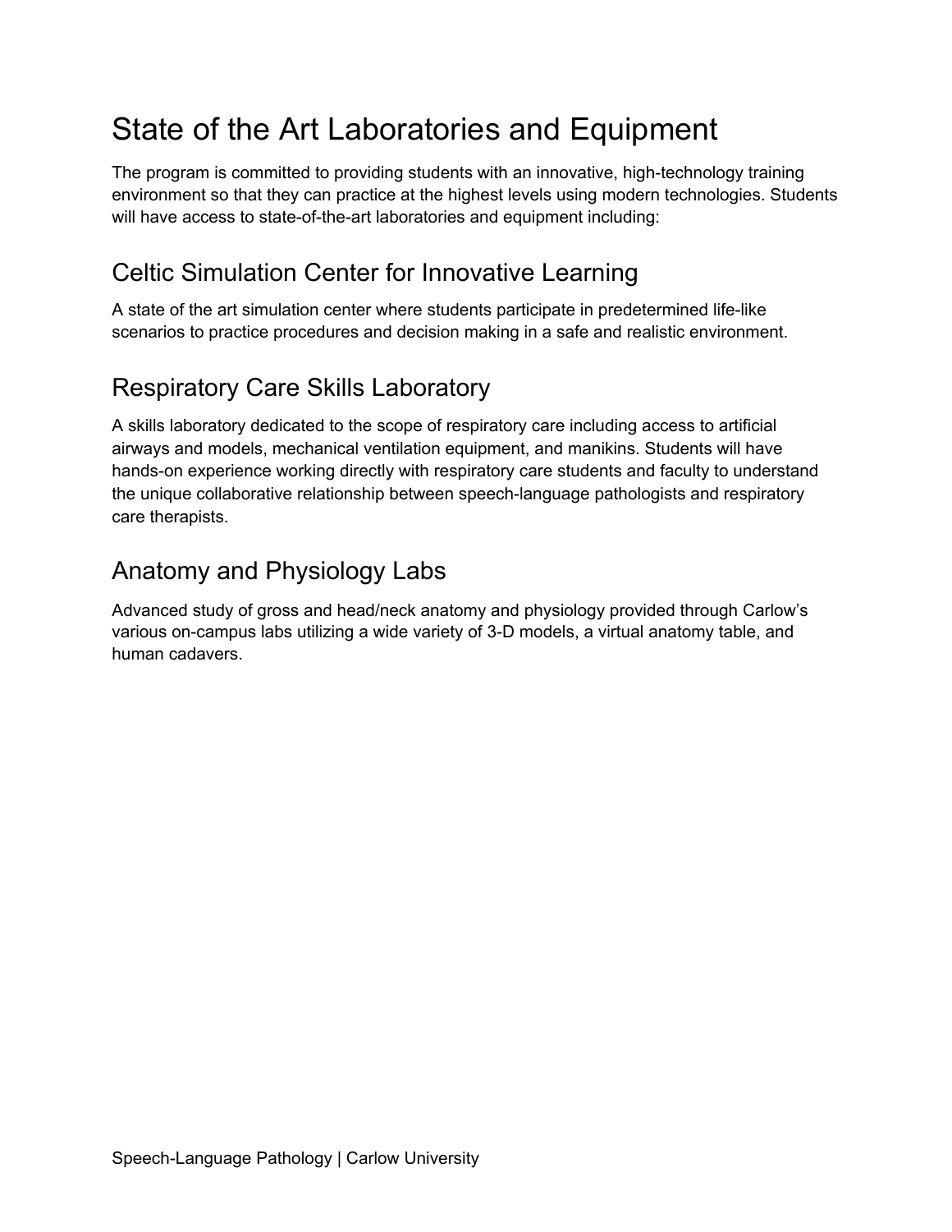# State of the Art Laboratories and Equipment

The program is committed to providing students with an innovative, high-technology training environment so that they can practice at the highest levels using modern technologies. Students will have access to state-of-the-art laboratories and equipment including:

## Celtic Simulation Center for Innovative Learning

A state of the art simulation center where students participate in predetermined life-like scenarios to practice procedures and decision making in a safe and realistic environment.

## Respiratory Care Skills Laboratory

A skills laboratory dedicated to the scope of respiratory care including access to artificial airways and models, mechanical ventilation equipment, and manikins. Students will have hands-on experience working directly with respiratory care students and faculty to understand the unique collaborative relationship between speech-language pathologists and respiratory care therapists.

## Anatomy and Physiology Labs

Advanced study of gross and head/neck anatomy and physiology provided through Carlow's various on-campus labs utilizing a wide variety of 3-D models, a virtual anatomy table, and human cadavers.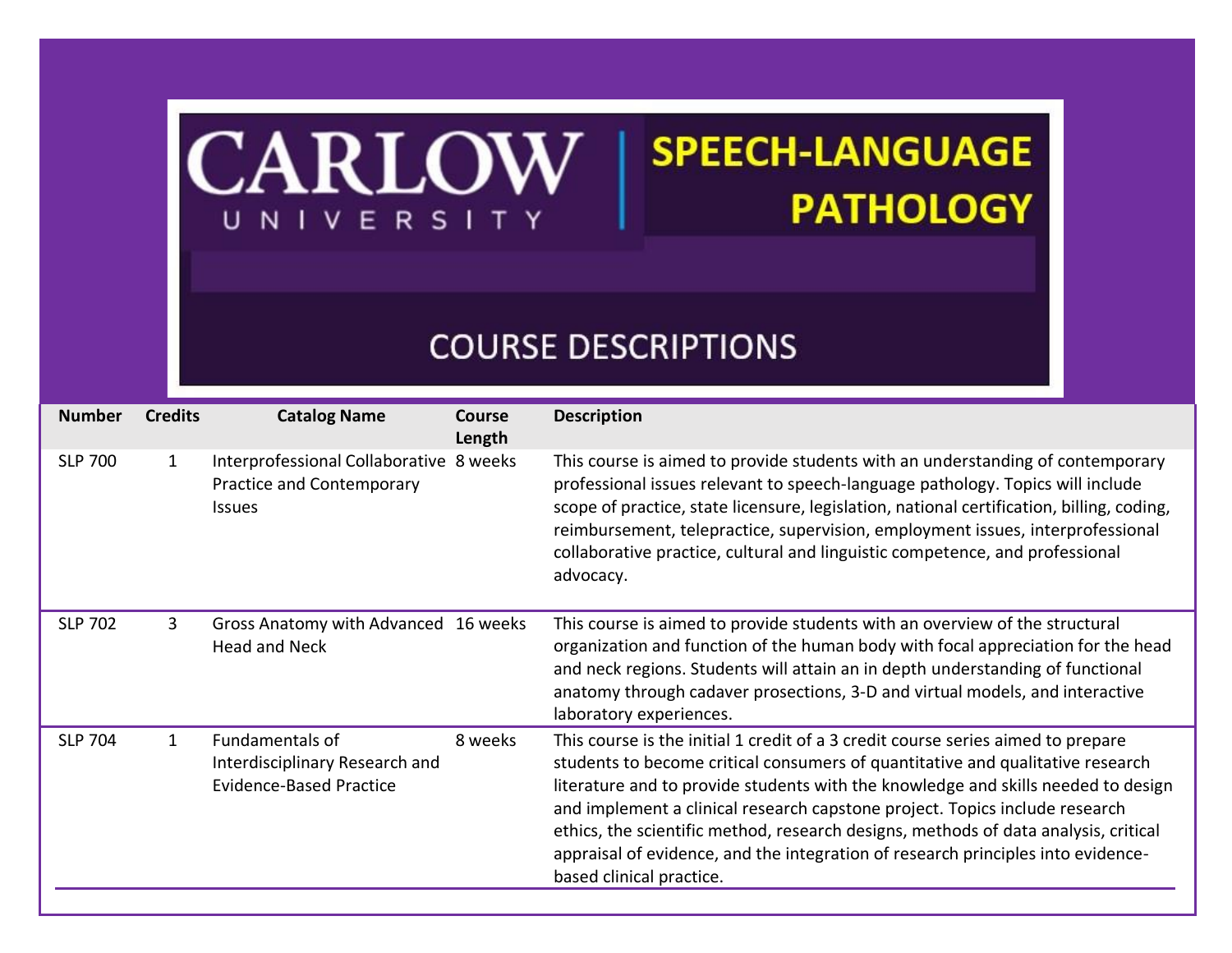# CARLOW UNIVERSITY | SPEECH-LANGUAGE PATHOLOGY

## COURSE DESCRIPTIONS

| Number | Credits | Catalog Name | Course Length | Description |
|---|---|---|---|---|
| SLP 700 | 1 | Interprofessional Collaborative Practice and Contemporary Issues | 8 weeks | This course is aimed to provide students with an understanding of contemporary professional issues relevant to speech-language pathology. Topics will include scope of practice, state licensure, legislation, national certification, billing, coding, reimbursement, telepractice, supervision, employment issues, interprofessional collaborative practice, cultural and linguistic competence, and professional advocacy. |
| SLP 702 | 3 | Gross Anatomy with Advanced Head and Neck | 16 weeks | This course is aimed to provide students with an overview of the structural organization and function of the human body with focal appreciation for the head and neck regions. Students will attain an in depth understanding of functional anatomy through cadaver prosections, 3-D and virtual models, and interactive laboratory experiences. |
| SLP 704 | 1 | Fundamentals of Interdisciplinary Research and Evidence-Based Practice | 8 weeks | This course is the initial 1 credit of a 3 credit course series aimed to prepare students to become critical consumers of quantitative and qualitative research literature and to provide students with the knowledge and skills needed to design and implement a clinical research capstone project. Topics include research ethics, the scientific method, research designs, methods of data analysis, critical appraisal of evidence, and the integration of research principles into evidence-based clinical practice. |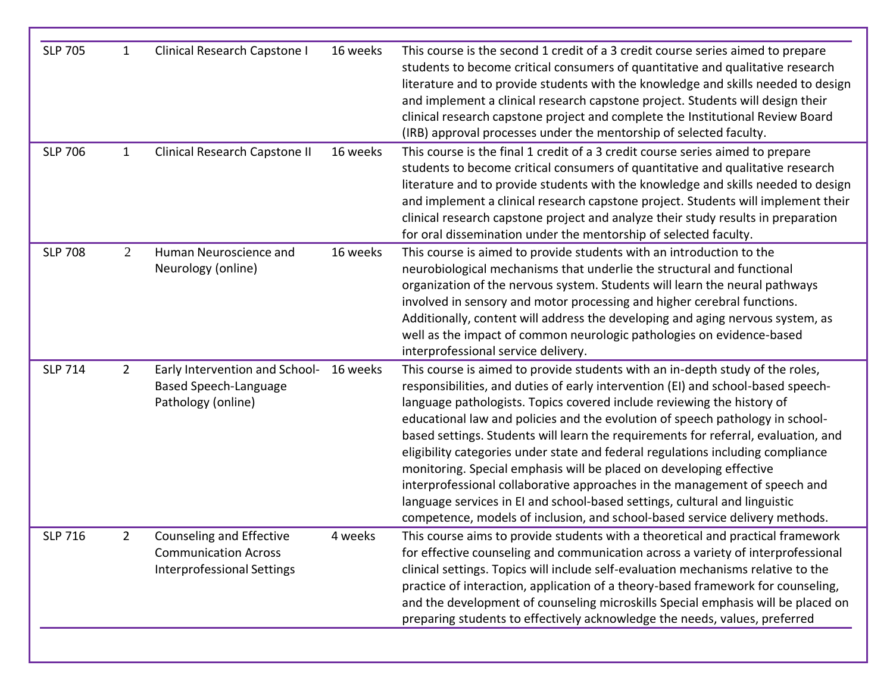| | | | | |
|---|---|---|---|---|
| SLP 705 | 1 | Clinical Research Capstone I | 16 weeks | This course is the second 1 credit of a 3 credit course series aimed to prepare students to become critical consumers of quantitative and qualitative research literature and to provide students with the knowledge and skills needed to design and implement a clinical research capstone project. Students will design their clinical research capstone project and complete the Institutional Review Board (IRB) approval processes under the mentorship of selected faculty. |
| SLP 706 | 1 | Clinical Research Capstone II | 16 weeks | This course is the final 1 credit of a 3 credit course series aimed to prepare students to become critical consumers of quantitative and qualitative research literature and to provide students with the knowledge and skills needed to design and implement a clinical research capstone project. Students will implement their clinical research capstone project and analyze their study results in preparation for oral dissemination under the mentorship of selected faculty. |
| SLP 708 | 2 | Human Neuroscience and Neurology (online) | 16 weeks | This course is aimed to provide students with an introduction to the neurobiological mechanisms that underlie the structural and functional organization of the nervous system. Students will learn the neural pathways involved in sensory and motor processing and higher cerebral functions. Additionally, content will address the developing and aging nervous system, as well as the impact of common neurologic pathologies on evidence-based interprofessional service delivery. |
| SLP 714 | 2 | Early Intervention and School-Based Speech-Language Pathology (online) | 16 weeks | This course is aimed to provide students with an in-depth study of the roles, responsibilities, and duties of early intervention (EI) and school-based speech-language pathologists. Topics covered include reviewing the history of educational law and policies and the evolution of speech pathology in school-based settings. Students will learn the requirements for referral, evaluation, and eligibility categories under state and federal regulations including compliance monitoring. Special emphasis will be placed on developing effective interprofessional collaborative approaches in the management of speech and language services in EI and school-based settings, cultural and linguistic competence, models of inclusion, and school-based service delivery methods. |
| SLP 716 | 2 | Counseling and Effective Communication Across Interprofessional Settings | 4 weeks | This course aims to provide students with a theoretical and practical framework for effective counseling and communication across a variety of interprofessional clinical settings. Topics will include self-evaluation mechanisms relative to the practice of interaction, application of a theory-based framework for counseling, and the development of counseling microskills Special emphasis will be placed on preparing students to effectively acknowledge the needs, values, preferred |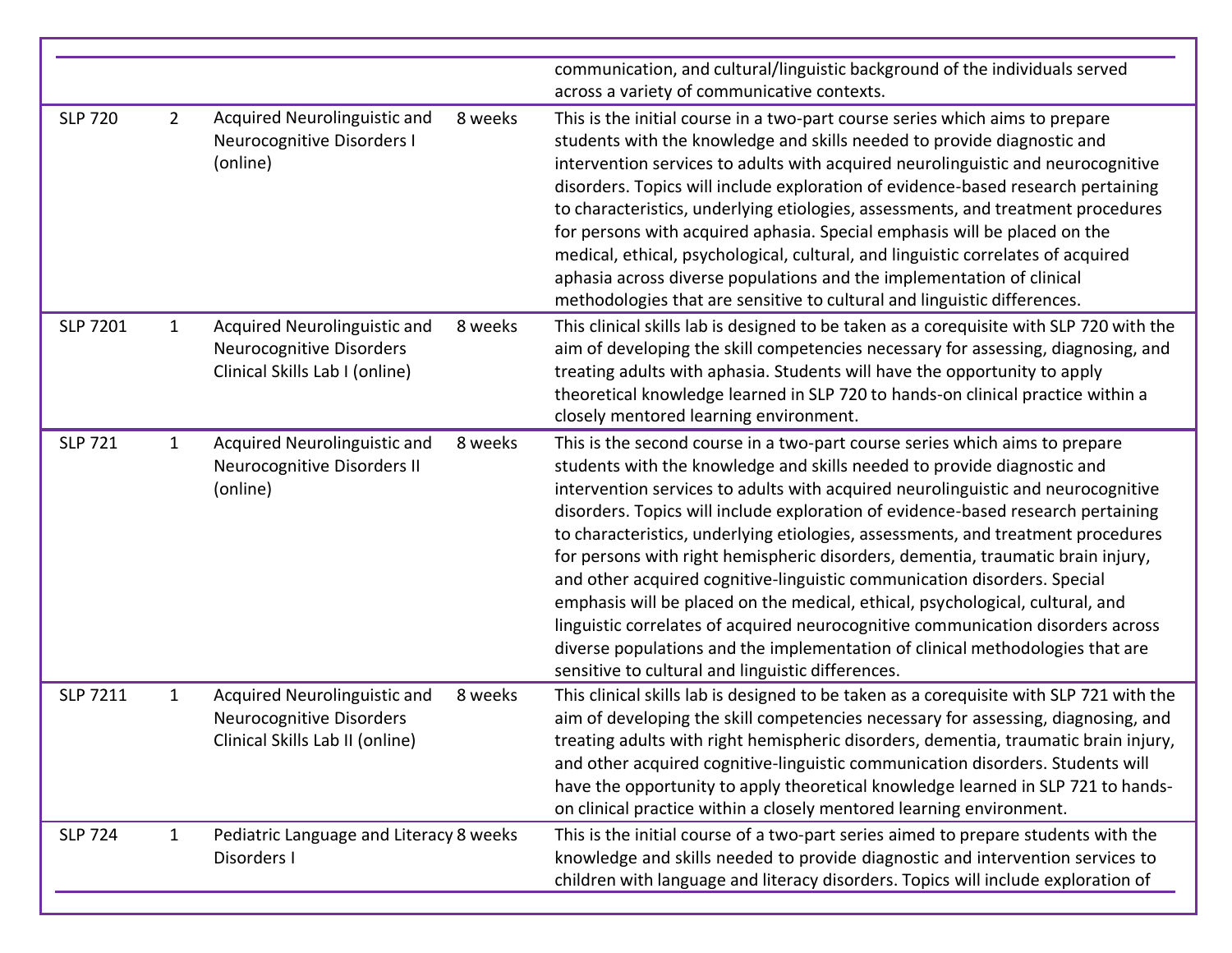| | | | | |
|---|---|---|---|---|
| | | | | communication, and cultural/linguistic background of the individuals served across a variety of communicative contexts. |
| SLP 720 | 2 | Acquired Neurolinguistic and Neurocognitive Disorders I (online) | 8 weeks | This is the initial course in a two-part course series which aims to prepare students with the knowledge and skills needed to provide diagnostic and intervention services to adults with acquired neurolinguistic and neurocognitive disorders. Topics will include exploration of evidence-based research pertaining to characteristics, underlying etiologies, assessments, and treatment procedures for persons with acquired aphasia. Special emphasis will be placed on the medical, ethical, psychological, cultural, and linguistic correlates of acquired aphasia across diverse populations and the implementation of clinical methodologies that are sensitive to cultural and linguistic differences. |
| SLP 7201 | 1 | Acquired Neurolinguistic and Neurocognitive Disorders Clinical Skills Lab I (online) | 8 weeks | This clinical skills lab is designed to be taken as a corequisite with SLP 720 with the aim of developing the skill competencies necessary for assessing, diagnosing, and treating adults with aphasia. Students will have the opportunity to apply theoretical knowledge learned in SLP 720 to hands-on clinical practice within a closely mentored learning environment. |
| SLP 721 | 1 | Acquired Neurolinguistic and Neurocognitive Disorders II (online) | 8 weeks | This is the second course in a two-part course series which aims to prepare students with the knowledge and skills needed to provide diagnostic and intervention services to adults with acquired neurolinguistic and neurocognitive disorders. Topics will include exploration of evidence-based research pertaining to characteristics, underlying etiologies, assessments, and treatment procedures for persons with right hemispheric disorders, dementia, traumatic brain injury, and other acquired cognitive-linguistic communication disorders. Special emphasis will be placed on the medical, ethical, psychological, cultural, and linguistic correlates of acquired neurocognitive communication disorders across diverse populations and the implementation of clinical methodologies that are sensitive to cultural and linguistic differences. |
| SLP 7211 | 1 | Acquired Neurolinguistic and Neurocognitive Disorders Clinical Skills Lab II (online) | 8 weeks | This clinical skills lab is designed to be taken as a corequisite with SLP 721 with the aim of developing the skill competencies necessary for assessing, diagnosing, and treating adults with right hemispheric disorders, dementia, traumatic brain injury, and other acquired cognitive-linguistic communication disorders. Students will have the opportunity to apply theoretical knowledge learned in SLP 721 to hands-on clinical practice within a closely mentored learning environment. |
| SLP 724 | 1 | Pediatric Language and Literacy Disorders I | 8 weeks | This is the initial course of a two-part series aimed to prepare students with the knowledge and skills needed to provide diagnostic and intervention services to children with language and literacy disorders. Topics will include exploration of |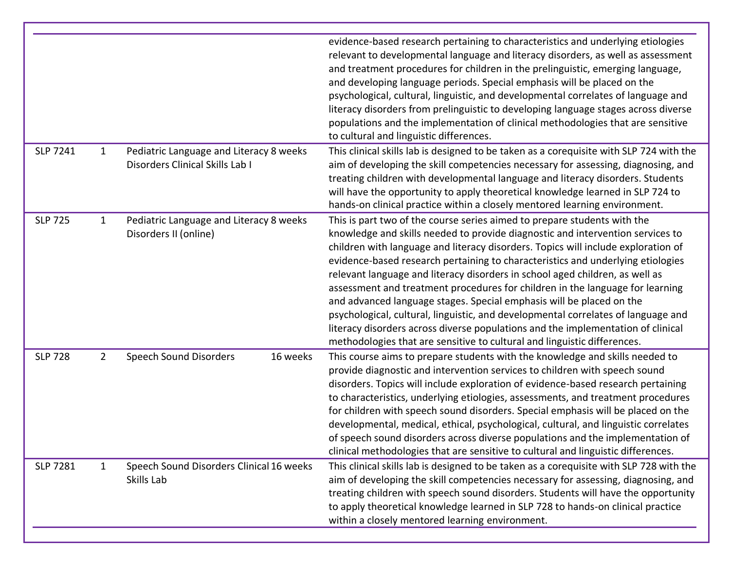| | | | | |
|---|---|---|---|---|
| | | | | evidence-based research pertaining to characteristics and underlying etiologies relevant to developmental language and literacy disorders, as well as assessment and treatment procedures for children in the prelinguistic, emerging language, and developing language periods. Special emphasis will be placed on the psychological, cultural, linguistic, and developmental correlates of language and literacy disorders from prelinguistic to developing language stages across diverse populations and the implementation of clinical methodologies that are sensitive to cultural and linguistic differences. |
| SLP 7241 | 1 | Pediatric Language and Literacy Disorders Clinical Skills Lab I | 8 weeks | This clinical skills lab is designed to be taken as a corequisite with SLP 724 with the aim of developing the skill competencies necessary for assessing, diagnosing, and treating children with developmental language and literacy disorders. Students will have the opportunity to apply theoretical knowledge learned in SLP 724 to hands-on clinical practice within a closely mentored learning environment. |
| SLP 725 | 1 | Pediatric Language and Literacy Disorders II (online) | 8 weeks | This is part two of the course series aimed to prepare students with the knowledge and skills needed to provide diagnostic and intervention services to children with language and literacy disorders. Topics will include exploration of evidence-based research pertaining to characteristics and underlying etiologies relevant language and literacy disorders in school aged children, as well as assessment and treatment procedures for children in the language for learning and advanced language stages. Special emphasis will be placed on the psychological, cultural, linguistic, and developmental correlates of language and literacy disorders across diverse populations and the implementation of clinical methodologies that are sensitive to cultural and linguistic differences. |
| SLP 728 | 2 | Speech Sound Disorders | 16 weeks | This course aims to prepare students with the knowledge and skills needed to provide diagnostic and intervention services to children with speech sound disorders. Topics will include exploration of evidence-based research pertaining to characteristics, underlying etiologies, assessments, and treatment procedures for children with speech sound disorders. Special emphasis will be placed on the developmental, medical, ethical, psychological, cultural, and linguistic correlates of speech sound disorders across diverse populations and the implementation of clinical methodologies that are sensitive to cultural and linguistic differences. |
| SLP 7281 | 1 | Speech Sound Disorders Clinical Skills Lab | 16 weeks | This clinical skills lab is designed to be taken as a corequisite with SLP 728 with the aim of developing the skill competencies necessary for assessing, diagnosing, and treating children with speech sound disorders. Students will have the opportunity to apply theoretical knowledge learned in SLP 728 to hands-on clinical practice within a closely mentored learning environment. |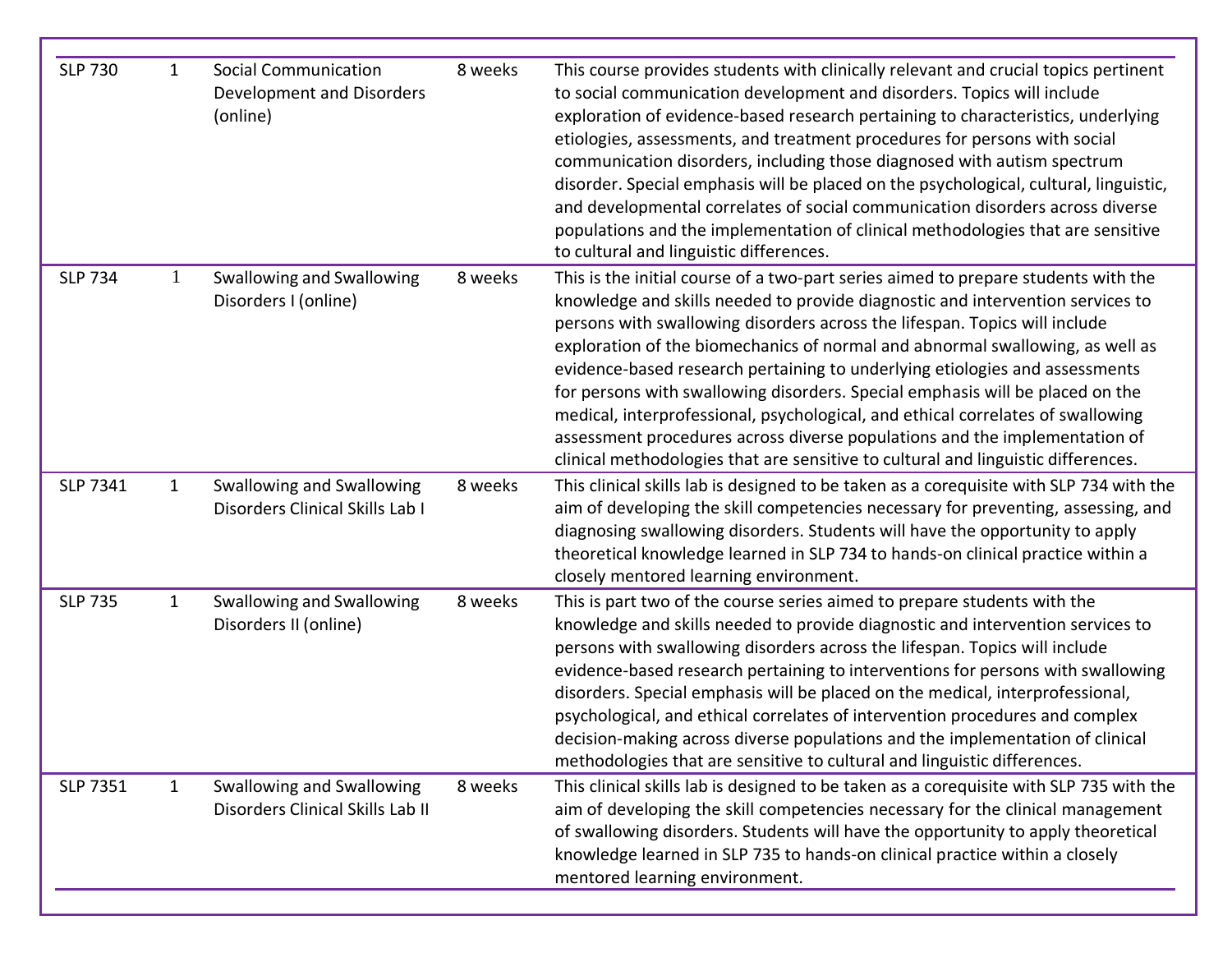| | | | | |
|---|---|---|---|---|
| SLP 730 | 1 | Social Communication Development and Disorders (online) | 8 weeks | This course provides students with clinically relevant and crucial topics pertinent to social communication development and disorders. Topics will include exploration of evidence-based research pertaining to characteristics, underlying etiologies, assessments, and treatment procedures for persons with social communication disorders, including those diagnosed with autism spectrum disorder. Special emphasis will be placed on the psychological, cultural, linguistic, and developmental correlates of social communication disorders across diverse populations and the implementation of clinical methodologies that are sensitive to cultural and linguistic differences. |
| SLP 734 | 1 | Swallowing and Swallowing Disorders I (online) | 8 weeks | This is the initial course of a two-part series aimed to prepare students with the knowledge and skills needed to provide diagnostic and intervention services to persons with swallowing disorders across the lifespan. Topics will include exploration of the biomechanics of normal and abnormal swallowing, as well as evidence-based research pertaining to underlying etiologies and assessments for persons with swallowing disorders. Special emphasis will be placed on the medical, interprofessional, psychological, and ethical correlates of swallowing assessment procedures across diverse populations and the implementation of clinical methodologies that are sensitive to cultural and linguistic differences. |
| SLP 7341 | 1 | Swallowing and Swallowing Disorders Clinical Skills Lab I | 8 weeks | This clinical skills lab is designed to be taken as a corequisite with SLP 734 with the aim of developing the skill competencies necessary for preventing, assessing, and diagnosing swallowing disorders. Students will have the opportunity to apply theoretical knowledge learned in SLP 734 to hands-on clinical practice within a closely mentored learning environment. |
| SLP 735 | 1 | Swallowing and Swallowing Disorders II (online) | 8 weeks | This is part two of the course series aimed to prepare students with the knowledge and skills needed to provide diagnostic and intervention services to persons with swallowing disorders across the lifespan. Topics will include evidence-based research pertaining to interventions for persons with swallowing disorders. Special emphasis will be placed on the medical, interprofessional, psychological, and ethical correlates of intervention procedures and complex decision-making across diverse populations and the implementation of clinical methodologies that are sensitive to cultural and linguistic differences. |
| SLP 7351 | 1 | Swallowing and Swallowing Disorders Clinical Skills Lab II | 8 weeks | This clinical skills lab is designed to be taken as a corequisite with SLP 735 with the aim of developing the skill competencies necessary for the clinical management of swallowing disorders. Students will have the opportunity to apply theoretical knowledge learned in SLP 735 to hands-on clinical practice within a closely mentored learning environment. |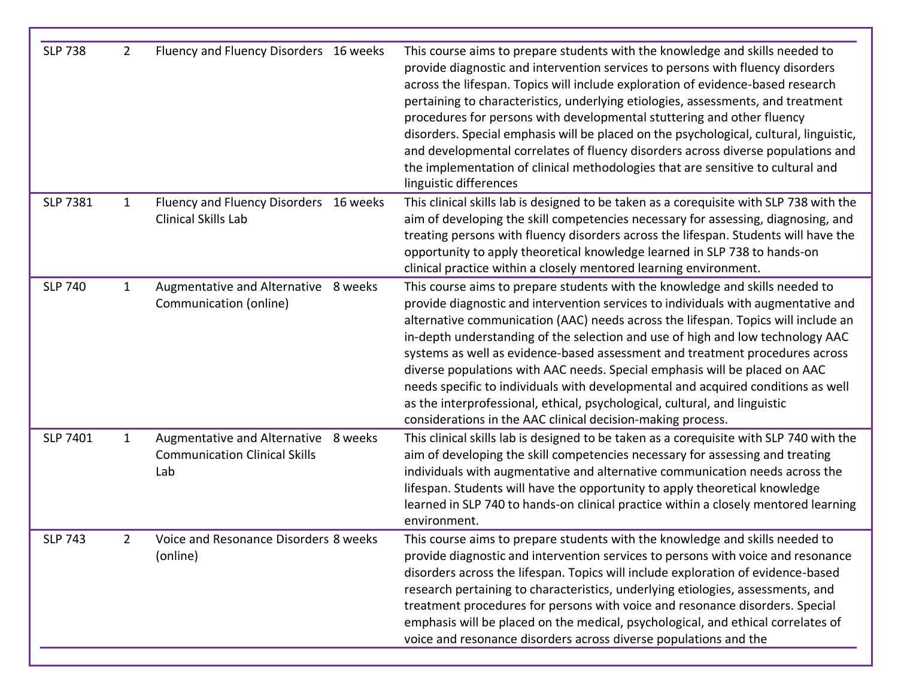| | | | | |
|---|---|---|---|---|
| SLP 738 | 2 | Fluency and Fluency Disorders | 16 weeks | This course aims to prepare students with the knowledge and skills needed to provide diagnostic and intervention services to persons with fluency disorders across the lifespan. Topics will include exploration of evidence-based research pertaining to characteristics, underlying etiologies, assessments, and treatment procedures for persons with developmental stuttering and other fluency disorders. Special emphasis will be placed on the psychological, cultural, linguistic, and developmental correlates of fluency disorders across diverse populations and the implementation of clinical methodologies that are sensitive to cultural and linguistic differences |
| SLP 7381 | 1 | Fluency and Fluency Disorders Clinical Skills Lab | 16 weeks | This clinical skills lab is designed to be taken as a corequisite with SLP 738 with the aim of developing the skill competencies necessary for assessing, diagnosing, and treating persons with fluency disorders across the lifespan. Students will have the opportunity to apply theoretical knowledge learned in SLP 738 to hands-on clinical practice within a closely mentored learning environment. |
| SLP 740 | 1 | Augmentative and Alternative Communication (online) | 8 weeks | This course aims to prepare students with the knowledge and skills needed to provide diagnostic and intervention services to individuals with augmentative and alternative communication (AAC) needs across the lifespan. Topics will include an in-depth understanding of the selection and use of high and low technology AAC systems as well as evidence-based assessment and treatment procedures across diverse populations with AAC needs. Special emphasis will be placed on AAC needs specific to individuals with developmental and acquired conditions as well as the interprofessional, ethical, psychological, cultural, and linguistic considerations in the AAC clinical decision-making process. |
| SLP 7401 | 1 | Augmentative and Alternative Communication Clinical Skills Lab | 8 weeks | This clinical skills lab is designed to be taken as a corequisite with SLP 740 with the aim of developing the skill competencies necessary for assessing and treating individuals with augmentative and alternative communication needs across the lifespan. Students will have the opportunity to apply theoretical knowledge learned in SLP 740 to hands-on clinical practice within a closely mentored learning environment. |
| SLP 743 | 2 | Voice and Resonance Disorders (online) | 8 weeks | This course aims to prepare students with the knowledge and skills needed to provide diagnostic and intervention services to persons with voice and resonance disorders across the lifespan. Topics will include exploration of evidence-based research pertaining to characteristics, underlying etiologies, assessments, and treatment procedures for persons with voice and resonance disorders. Special emphasis will be placed on the medical, psychological, and ethical correlates of voice and resonance disorders across diverse populations and the |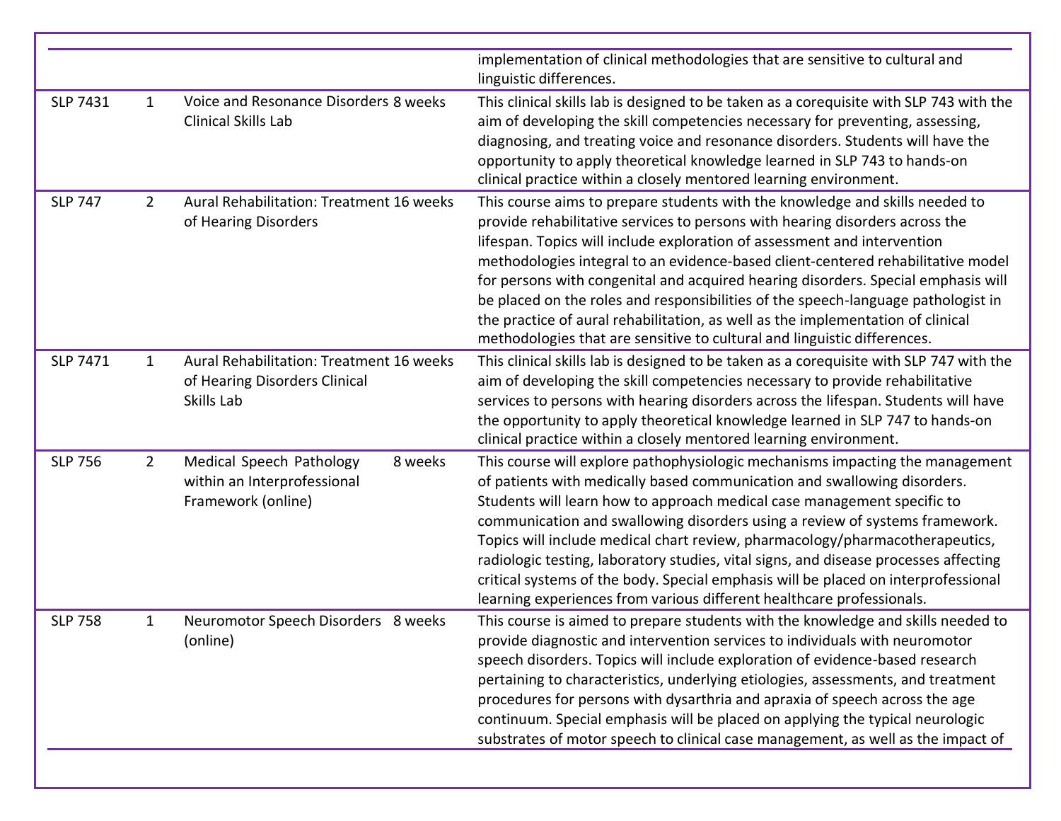| | | | | |
|---|---|---|---|---|
| | | | | implementation of clinical methodologies that are sensitive to cultural and linguistic differences. |
| SLP 7431 | 1 | Voice and Resonance Disorders Clinical Skills Lab | 8 weeks | This clinical skills lab is designed to be taken as a corequisite with SLP 743 with the aim of developing the skill competencies necessary for preventing, assessing, diagnosing, and treating voice and resonance disorders. Students will have the opportunity to apply theoretical knowledge learned in SLP 743 to hands-on clinical practice within a closely mentored learning environment. |
| SLP 747 | 2 | Aural Rehabilitation: Treatment of Hearing Disorders | 16 weeks | This course aims to prepare students with the knowledge and skills needed to provide rehabilitative services to persons with hearing disorders across the lifespan. Topics will include exploration of assessment and intervention methodologies integral to an evidence-based client-centered rehabilitative model for persons with congenital and acquired hearing disorders. Special emphasis will be placed on the roles and responsibilities of the speech-language pathologist in the practice of aural rehabilitation, as well as the implementation of clinical methodologies that are sensitive to cultural and linguistic differences. |
| SLP 7471 | 1 | Aural Rehabilitation: Treatment of Hearing Disorders Clinical Skills Lab | 16 weeks | This clinical skills lab is designed to be taken as a corequisite with SLP 747 with the aim of developing the skill competencies necessary to provide rehabilitative services to persons with hearing disorders across the lifespan. Students will have the opportunity to apply theoretical knowledge learned in SLP 747 to hands-on clinical practice within a closely mentored learning environment. |
| SLP 756 | 2 | Medical Speech Pathology within an Interprofessional Framework (online) | 8 weeks | This course will explore pathophysiologic mechanisms impacting the management of patients with medically based communication and swallowing disorders. Students will learn how to approach medical case management specific to communication and swallowing disorders using a review of systems framework. Topics will include medical chart review, pharmacology/pharmacotherapeutics, radiologic testing, laboratory studies, vital signs, and disease processes affecting critical systems of the body. Special emphasis will be placed on interprofessional learning experiences from various different healthcare professionals. |
| SLP 758 | 1 | Neuromotor Speech Disorders (online) | 8 weeks | This course is aimed to prepare students with the knowledge and skills needed to provide diagnostic and intervention services to individuals with neuromotor speech disorders. Topics will include exploration of evidence-based research pertaining to characteristics, underlying etiologies, assessments, and treatment procedures for persons with dysarthria and apraxia of speech across the age continuum. Special emphasis will be placed on applying the typical neurologic substrates of motor speech to clinical case management, as well as the impact of |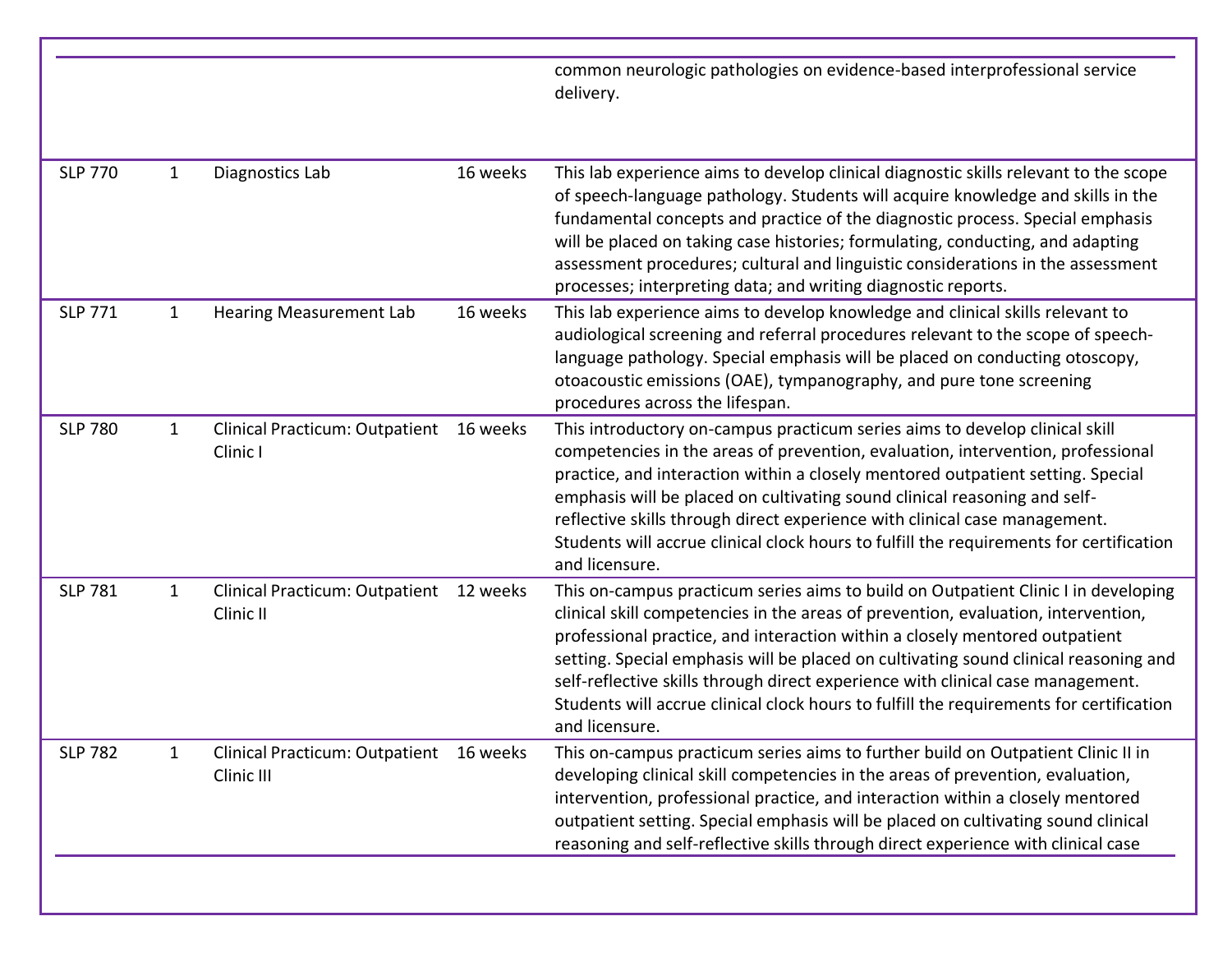| | | | | |
|---|---|---|---|---|
| | | | | common neurologic pathologies on evidence-based interprofessional service delivery. |
| SLP 770 | 1 | Diagnostics Lab | 16 weeks | This lab experience aims to develop clinical diagnostic skills relevant to the scope of speech-language pathology. Students will acquire knowledge and skills in the fundamental concepts and practice of the diagnostic process. Special emphasis will be placed on taking case histories; formulating, conducting, and adapting assessment procedures; cultural and linguistic considerations in the assessment processes; interpreting data; and writing diagnostic reports. |
| SLP 771 | 1 | Hearing Measurement Lab | 16 weeks | This lab experience aims to develop knowledge and clinical skills relevant to audiological screening and referral procedures relevant to the scope of speech-language pathology. Special emphasis will be placed on conducting otoscopy, otoacoustic emissions (OAE), tympanography, and pure tone screening procedures across the lifespan. |
| SLP 780 | 1 | Clinical Practicum: Outpatient Clinic I | 16 weeks | This introductory on-campus practicum series aims to develop clinical skill competencies in the areas of prevention, evaluation, intervention, professional practice, and interaction within a closely mentored outpatient setting. Special emphasis will be placed on cultivating sound clinical reasoning and self-reflective skills through direct experience with clinical case management. Students will accrue clinical clock hours to fulfill the requirements for certification and licensure. |
| SLP 781 | 1 | Clinical Practicum: Outpatient Clinic II | 12 weeks | This on-campus practicum series aims to build on Outpatient Clinic I in developing clinical skill competencies in the areas of prevention, evaluation, intervention, professional practice, and interaction within a closely mentored outpatient setting. Special emphasis will be placed on cultivating sound clinical reasoning and self-reflective skills through direct experience with clinical case management. Students will accrue clinical clock hours to fulfill the requirements for certification and licensure. |
| SLP 782 | 1 | Clinical Practicum: Outpatient Clinic III | 16 weeks | This on-campus practicum series aims to further build on Outpatient Clinic II in developing clinical skill competencies in the areas of prevention, evaluation, intervention, professional practice, and interaction within a closely mentored outpatient setting. Special emphasis will be placed on cultivating sound clinical reasoning and self-reflective skills through direct experience with clinical case |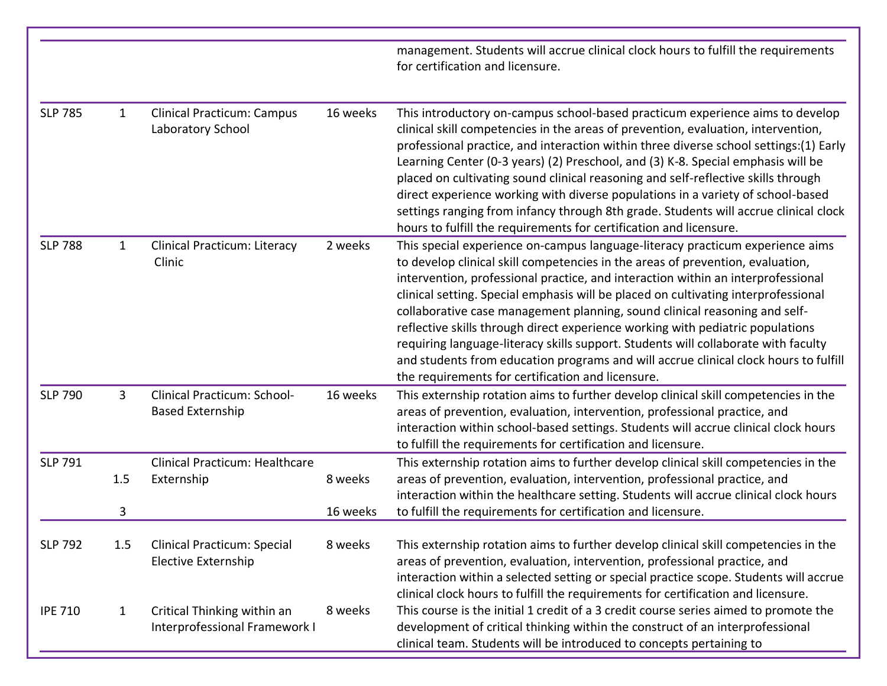| | | | | |
|---|---|---|---|---|
| | | | | management. Students will accrue clinical clock hours to fulfill the requirements for certification and licensure. |
| SLP 785 | 1 | Clinical Practicum: Campus Laboratory School | 16 weeks | This introductory on-campus school-based practicum experience aims to develop clinical skill competencies in the areas of prevention, evaluation, intervention, professional practice, and interaction within three diverse school settings:(1) Early Learning Center (0-3 years) (2) Preschool, and (3) K-8. Special emphasis will be placed on cultivating sound clinical reasoning and self-reflective skills through direct experience working with diverse populations in a variety of school-based settings ranging from infancy through 8th grade. Students will accrue clinical clock hours to fulfill the requirements for certification and licensure. |
| SLP 788 | 1 | Clinical Practicum: Literacy Clinic | 2 weeks | This special experience on-campus language-literacy practicum experience aims to develop clinical skill competencies in the areas of prevention, evaluation, intervention, professional practice, and interaction within an interprofessional clinical setting. Special emphasis will be placed on cultivating interprofessional collaborative case management planning, sound clinical reasoning and self-reflective skills through direct experience working with pediatric populations requiring language-literacy skills support. Students will collaborate with faculty and students from education programs and will accrue clinical clock hours to fulfill the requirements for certification and licensure. |
| SLP 790 | 3 | Clinical Practicum: School-Based Externship | 16 weeks | This externship rotation aims to further develop clinical skill competencies in the areas of prevention, evaluation, intervention, professional practice, and interaction within school-based settings. Students will accrue clinical clock hours to fulfill the requirements for certification and licensure. |
| SLP 791 | 1.5<br>3 | Clinical Practicum: Healthcare Externship | 8 weeks<br>16 weeks | This externship rotation aims to further develop clinical skill competencies in the areas of prevention, evaluation, intervention, professional practice, and interaction within the healthcare setting. Students will accrue clinical clock hours to fulfill the requirements for certification and licensure. |
| SLP 792 | 1.5 | Clinical Practicum: Special Elective Externship | 8 weeks | This externship rotation aims to further develop clinical skill competencies in the areas of prevention, evaluation, intervention, professional practice, and interaction within a selected setting or special practice scope. Students will accrue clinical clock hours to fulfill the requirements for certification and licensure. |
| IPE 710 | 1 | Critical Thinking within an Interprofessional Framework I | 8 weeks | This course is the initial 1 credit of a 3 credit course series aimed to promote the development of critical thinking within the construct of an interprofessional clinical team. Students will be introduced to concepts pertaining to |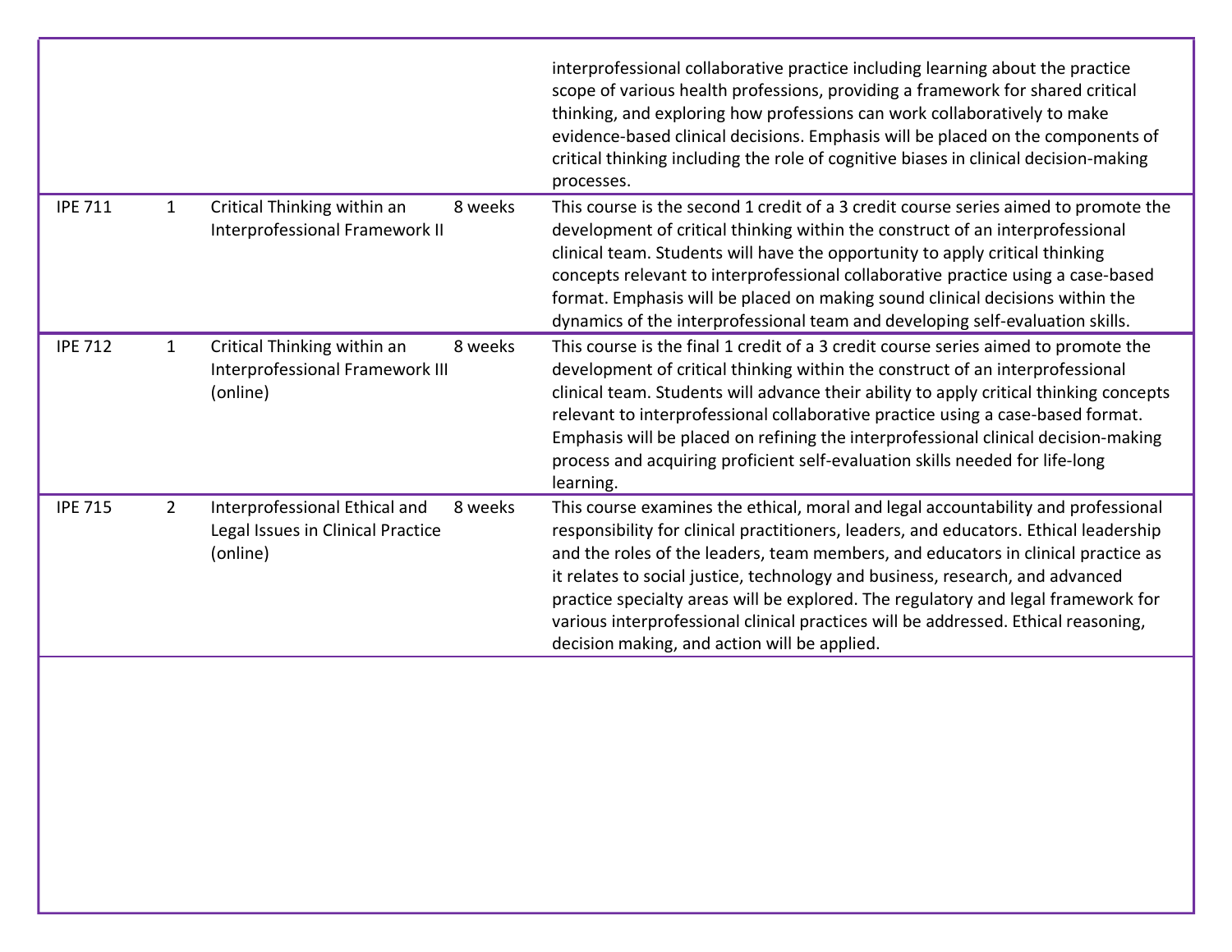| | | | | |
|---|---|---|---|---|
| | | | | interprofessional collaborative practice including learning about the practice scope of various health professions, providing a framework for shared critical thinking, and exploring how professions can work collaboratively to make evidence-based clinical decisions. Emphasis will be placed on the components of critical thinking including the role of cognitive biases in clinical decision-making processes. |
| IPE 711 | 1 | Critical Thinking within an Interprofessional Framework II | 8 weeks | This course is the second 1 credit of a 3 credit course series aimed to promote the development of critical thinking within the construct of an interprofessional clinical team. Students will have the opportunity to apply critical thinking concepts relevant to interprofessional collaborative practice using a case-based format. Emphasis will be placed on making sound clinical decisions within the dynamics of the interprofessional team and developing self-evaluation skills. |
| IPE 712 | 1 | Critical Thinking within an Interprofessional Framework III (online) | 8 weeks | This course is the final 1 credit of a 3 credit course series aimed to promote the development of critical thinking within the construct of an interprofessional clinical team. Students will advance their ability to apply critical thinking concepts relevant to interprofessional collaborative practice using a case-based format. Emphasis will be placed on refining the interprofessional clinical decision-making process and acquiring proficient self-evaluation skills needed for life-long learning. |
| IPE 715 | 2 | Interprofessional Ethical and Legal Issues in Clinical Practice (online) | 8 weeks | This course examines the ethical, moral and legal accountability and professional responsibility for clinical practitioners, leaders, and educators. Ethical leadership and the roles of the leaders, team members, and educators in clinical practice as it relates to social justice, technology and business, research, and advanced practice specialty areas will be explored. The regulatory and legal framework for various interprofessional clinical practices will be addressed. Ethical reasoning, decision making, and action will be applied. |